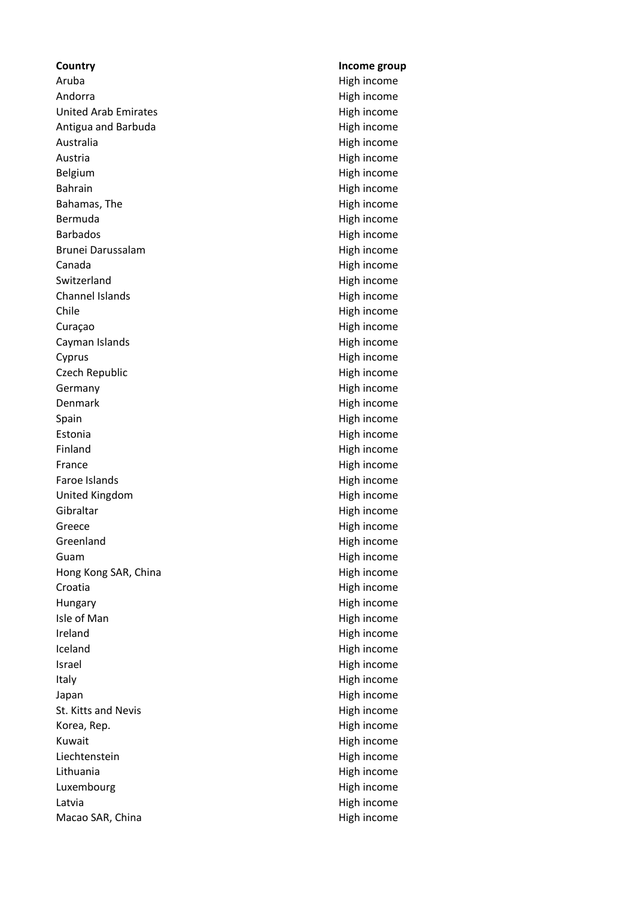| Country | Income group |
| --- | --- |
| Aruba | High income |
| Andorra | High income |
| United Arab Emirates | High income |
| Antigua and Barbuda | High income |
| Australia | High income |
| Austria | High income |
| Belgium | High income |
| Bahrain | High income |
| Bahamas, The | High income |
| Bermuda | High income |
| Barbados | High income |
| Brunei Darussalam | High income |
| Canada | High income |
| Switzerland | High income |
| Channel Islands | High income |
| Chile | High income |
| Curaçao | High income |
| Cayman Islands | High income |
| Cyprus | High income |
| Czech Republic | High income |
| Germany | High income |
| Denmark | High income |
| Spain | High income |
| Estonia | High income |
| Finland | High income |
| France | High income |
| Faroe Islands | High income |
| United Kingdom | High income |
| Gibraltar | High income |
| Greece | High income |
| Greenland | High income |
| Guam | High income |
| Hong Kong SAR, China | High income |
| Croatia | High income |
| Hungary | High income |
| Isle of Man | High income |
| Ireland | High income |
| Iceland | High income |
| Israel | High income |
| Italy | High income |
| Japan | High income |
| St. Kitts and Nevis | High income |
| Korea, Rep. | High income |
| Kuwait | High income |
| Liechtenstein | High income |
| Lithuania | High income |
| Luxembourg | High income |
| Latvia | High income |
| Macao SAR, China | High income |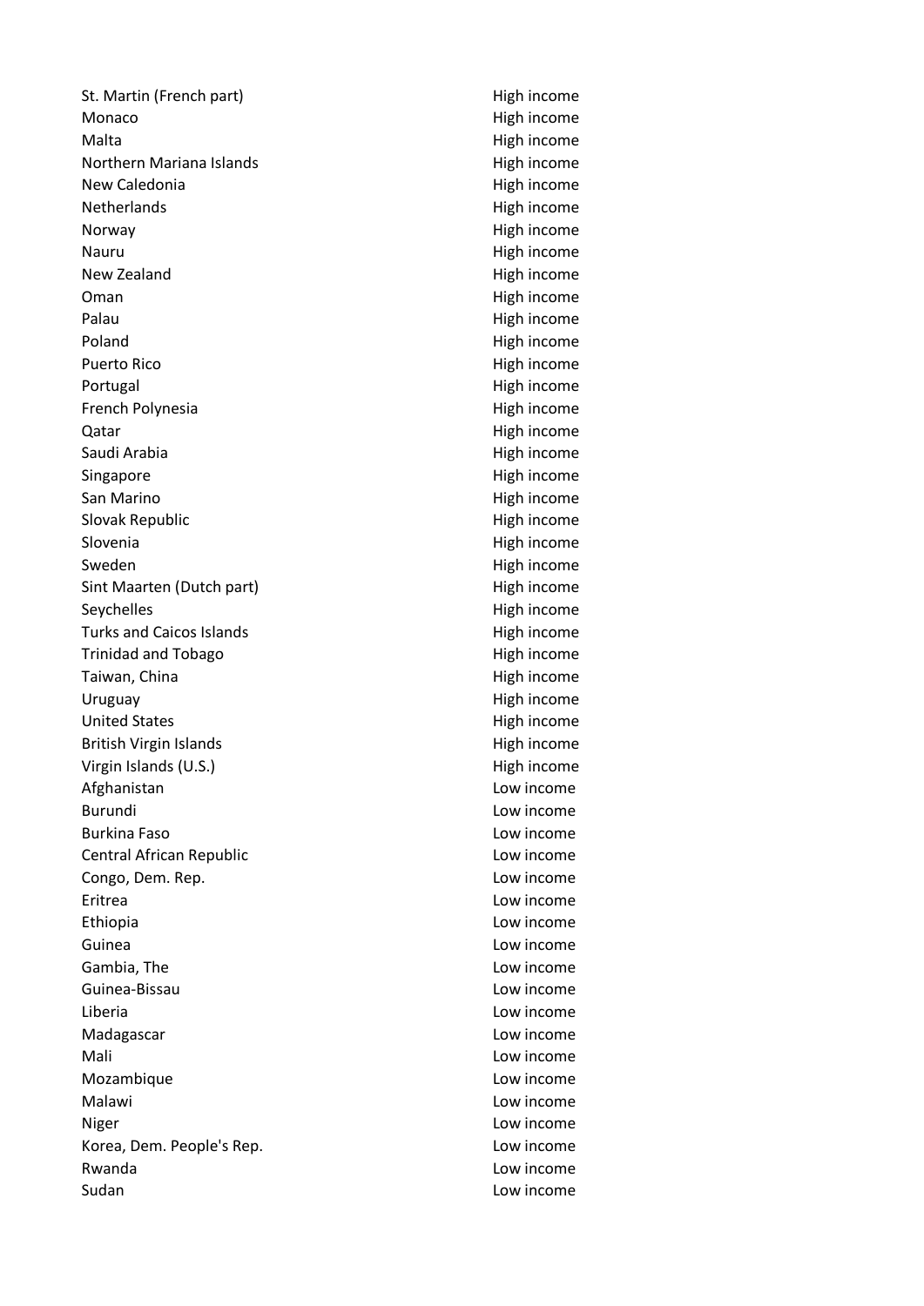| | |
|---|---|
| St. Martin (French part) | High income |
| Monaco | High income |
| Malta | High income |
| Northern Mariana Islands | High income |
| New Caledonia | High income |
| Netherlands | High income |
| Norway | High income |
| Nauru | High income |
| New Zealand | High income |
| Oman | High income |
| Palau | High income |
| Poland | High income |
| Puerto Rico | High income |
| Portugal | High income |
| French Polynesia | High income |
| Qatar | High income |
| Saudi Arabia | High income |
| Singapore | High income |
| San Marino | High income |
| Slovak Republic | High income |
| Slovenia | High income |
| Sweden | High income |
| Sint Maarten (Dutch part) | High income |
| Seychelles | High income |
| Turks and Caicos Islands | High income |
| Trinidad and Tobago | High income |
| Taiwan, China | High income |
| Uruguay | High income |
| United States | High income |
| British Virgin Islands | High income |
| Virgin Islands (U.S.) | High income |
| Afghanistan | Low income |
| Burundi | Low income |
| Burkina Faso | Low income |
| Central African Republic | Low income |
| Congo, Dem. Rep. | Low income |
| Eritrea | Low income |
| Ethiopia | Low income |
| Guinea | Low income |
| Gambia, The | Low income |
| Guinea-Bissau | Low income |
| Liberia | Low income |
| Madagascar | Low income |
| Mali | Low income |
| Mozambique | Low income |
| Malawi | Low income |
| Niger | Low income |
| Korea, Dem. People's Rep. | Low income |
| Rwanda | Low income |
| Sudan | Low income |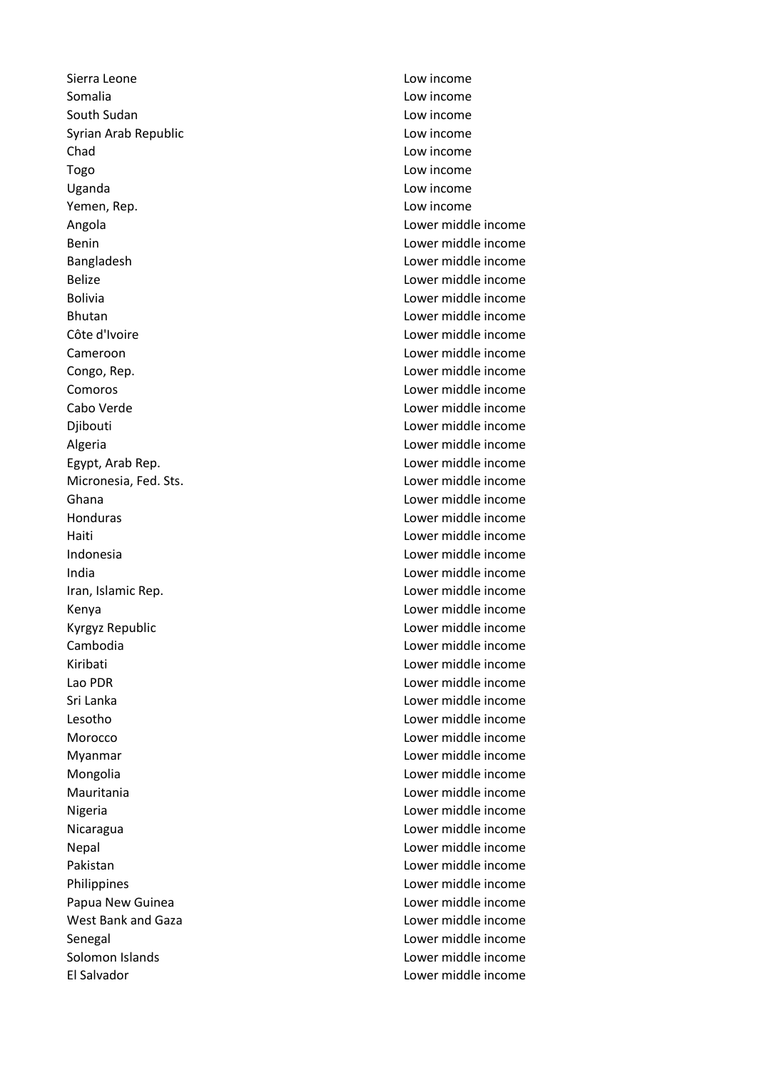| | |
|---|---|
| Sierra Leone | Low income |
| Somalia | Low income |
| South Sudan | Low income |
| Syrian Arab Republic | Low income |
| Chad | Low income |
| Togo | Low income |
| Uganda | Low income |
| Yemen, Rep. | Low income |
| Angola | Lower middle income |
| Benin | Lower middle income |
| Bangladesh | Lower middle income |
| Belize | Lower middle income |
| Bolivia | Lower middle income |
| Bhutan | Lower middle income |
| Côte d'Ivoire | Lower middle income |
| Cameroon | Lower middle income |
| Congo, Rep. | Lower middle income |
| Comoros | Lower middle income |
| Cabo Verde | Lower middle income |
| Djibouti | Lower middle income |
| Algeria | Lower middle income |
| Egypt, Arab Rep. | Lower middle income |
| Micronesia, Fed. Sts. | Lower middle income |
| Ghana | Lower middle income |
| Honduras | Lower middle income |
| Haiti | Lower middle income |
| Indonesia | Lower middle income |
| India | Lower middle income |
| Iran, Islamic Rep. | Lower middle income |
| Kenya | Lower middle income |
| Kyrgyz Republic | Lower middle income |
| Cambodia | Lower middle income |
| Kiribati | Lower middle income |
| Lao PDR | Lower middle income |
| Sri Lanka | Lower middle income |
| Lesotho | Lower middle income |
| Morocco | Lower middle income |
| Myanmar | Lower middle income |
| Mongolia | Lower middle income |
| Mauritania | Lower middle income |
| Nigeria | Lower middle income |
| Nicaragua | Lower middle income |
| Nepal | Lower middle income |
| Pakistan | Lower middle income |
| Philippines | Lower middle income |
| Papua New Guinea | Lower middle income |
| West Bank and Gaza | Lower middle income |
| Senegal | Lower middle income |
| Solomon Islands | Lower middle income |
| El Salvador | Lower middle income |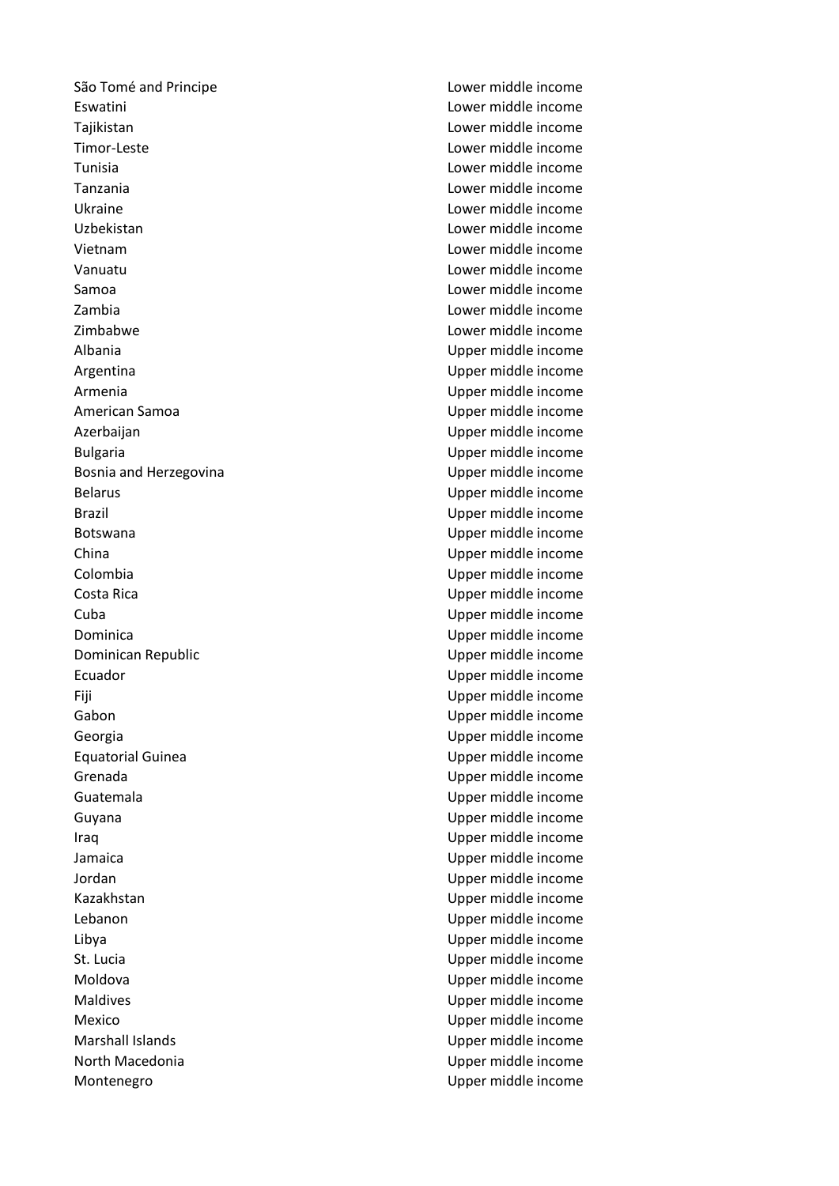| | |
|---|---|
| São Tomé and Principe | Lower middle income |
| Eswatini | Lower middle income |
| Tajikistan | Lower middle income |
| Timor-Leste | Lower middle income |
| Tunisia | Lower middle income |
| Tanzania | Lower middle income |
| Ukraine | Lower middle income |
| Uzbekistan | Lower middle income |
| Vietnam | Lower middle income |
| Vanuatu | Lower middle income |
| Samoa | Lower middle income |
| Zambia | Lower middle income |
| Zimbabwe | Lower middle income |
| Albania | Upper middle income |
| Argentina | Upper middle income |
| Armenia | Upper middle income |
| American Samoa | Upper middle income |
| Azerbaijan | Upper middle income |
| Bulgaria | Upper middle income |
| Bosnia and Herzegovina | Upper middle income |
| Belarus | Upper middle income |
| Brazil | Upper middle income |
| Botswana | Upper middle income |
| China | Upper middle income |
| Colombia | Upper middle income |
| Costa Rica | Upper middle income |
| Cuba | Upper middle income |
| Dominica | Upper middle income |
| Dominican Republic | Upper middle income |
| Ecuador | Upper middle income |
| Fiji | Upper middle income |
| Gabon | Upper middle income |
| Georgia | Upper middle income |
| Equatorial Guinea | Upper middle income |
| Grenada | Upper middle income |
| Guatemala | Upper middle income |
| Guyana | Upper middle income |
| Iraq | Upper middle income |
| Jamaica | Upper middle income |
| Jordan | Upper middle income |
| Kazakhstan | Upper middle income |
| Lebanon | Upper middle income |
| Libya | Upper middle income |
| St. Lucia | Upper middle income |
| Moldova | Upper middle income |
| Maldives | Upper middle income |
| Mexico | Upper middle income |
| Marshall Islands | Upper middle income |
| North Macedonia | Upper middle income |
| Montenegro | Upper middle income |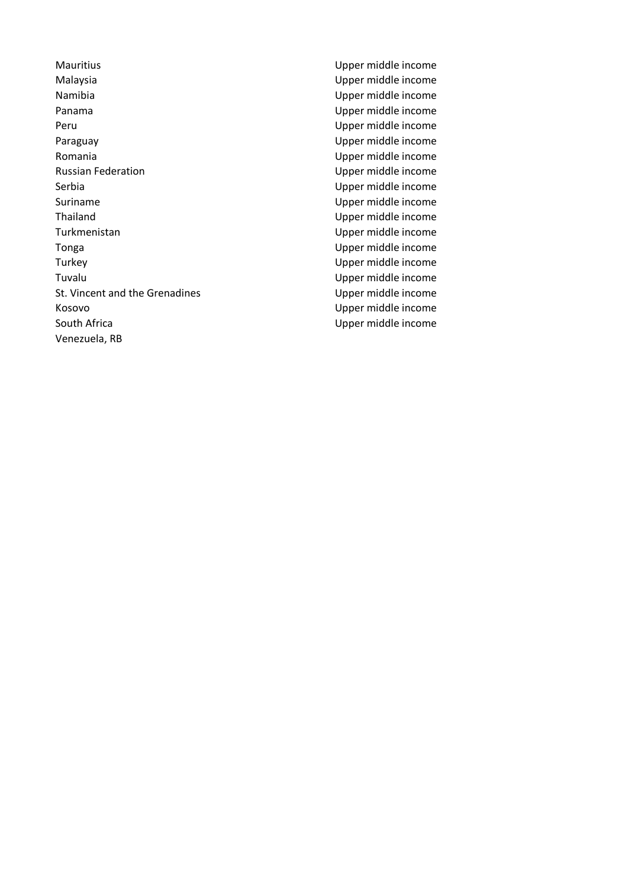| | |
|---|---|
| Mauritius | Upper middle income |
| Malaysia | Upper middle income |
| Namibia | Upper middle income |
| Panama | Upper middle income |
| Peru | Upper middle income |
| Paraguay | Upper middle income |
| Romania | Upper middle income |
| Russian Federation | Upper middle income |
| Serbia | Upper middle income |
| Suriname | Upper middle income |
| Thailand | Upper middle income |
| Turkmenistan | Upper middle income |
| Tonga | Upper middle income |
| Turkey | Upper middle income |
| Tuvalu | Upper middle income |
| St. Vincent and the Grenadines | Upper middle income |
| Kosovo | Upper middle income |
| South Africa | Upper middle income |
| Venezuela, RB | |